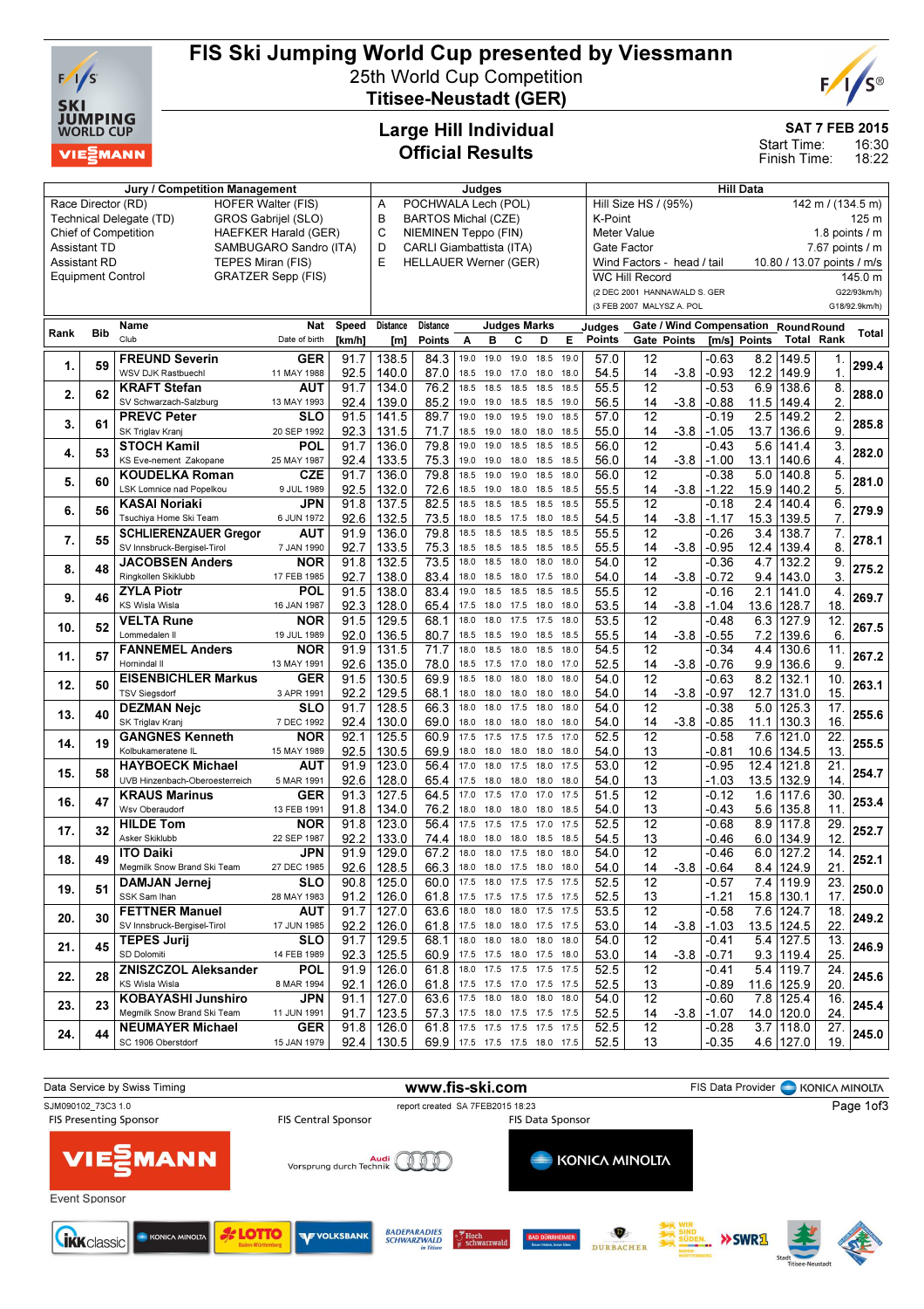# FIS Ski Jumping World Cup presented by Viessmann

## 25th World Cup Competition

## Titisee-Neustadt (GER)

### Large Hill Individual
### Official Results

SAT 7 FEB 2015
Start Time: 16:30
Finish Time: 18:22

| Jury / Competition Management | | Judges | | Hill Data | |
|---|---|---|---|---|---|
| Race Director (RD) | HOFER Walter (FIS) | A | POCHWALA Lech (POL) | Hill Size HS / (95%) | 142 m / (134.5 m) |
| Technical Delegate (TD) | GROS Gabrijel (SLO) | B | BARTOS Michal (CZE) | K-Point | 125 m |
| Chief of Competition | HAEFKER Harald (GER) | C | NIEMINEN Teppo (FIN) | Meter Value | 1.8 points / m |
| Assistant TD | SAMBUGARO Sandro (ITA) | D | CARLI Giambattista (ITA) | Gate Factor | 7.67 points / m |
| Assistant RD | TEPES Miran (FIS) | E | HELLAUER Werner (GER) | Wind Factors - head / tail | 10.80 / 13.07 points / m/s |
| Equipment Control | GRATZER Sepp (FIS) | | | WC Hill Record | 145.0 m |
| | | | | (2 DEC 2001 HANNAWALD S. GER | G22/93km/h) |
| | | | | (3 FEB 2007 MALYSZ A. POL | G18/92.9km/h) |

| Rank | Bib | Name / Club | Nat / Date of birth | Speed [km/h] | Distance [m] | Distance Points | A | B | C | D | E | Judges Points | Gate | Gate Points | Wind [m/s] | Wind Points | Round Total | Round Rank | Total |
|---|---|---|---|---|---|---|---|---|---|---|---|---|---|---|---|---|---|---|---|
| 1. | 59 | FREUND Severin / WSV DJK Rastbuechl | GER / 11 MAY 1988 | 91.7 | 138.5 | 84.3 | 19.0 | 19.0 | 19.0 | 18.5 | 19.0 | 57.0 | 12 | | -0.63 | 8.2 | 149.5 | 1. | 299.4 |
| | | | | 92.5 | 140.0 | 87.0 | 18.5 | 19.0 | 17.0 | 18.0 | 18.0 | 54.5 | 14 | -3.8 | -0.93 | 12.2 | 149.9 | 1. | |
| 2. | 62 | KRAFT Stefan / SV Schwarzach-Salzburg | AUT / 13 MAY 1993 | 91.7 | 134.0 | 76.2 | 18.5 | 18.5 | 18.5 | 18.5 | 18.5 | 55.5 | 12 | | -0.53 | 6.9 | 138.6 | 8. | 288.0 |
| | | | | 92.4 | 139.0 | 85.2 | 19.0 | 19.0 | 18.5 | 18.5 | 19.0 | 56.5 | 14 | -3.8 | -0.88 | 11.5 | 149.4 | 2. | |
| 3. | 61 | PREVC Peter / SK Triglav Kranj | SLO / 20 SEP 1992 | 91.5 | 141.5 | 89.7 | 19.0 | 19.0 | 19.5 | 19.0 | 18.5 | 57.0 | 12 | | -0.19 | 2.5 | 149.2 | 2. | 285.8 |
| | | | | 92.3 | 131.5 | 71.7 | 18.5 | 19.0 | 18.0 | 18.0 | 18.5 | 55.0 | 14 | -3.8 | -1.05 | 13.7 | 136.6 | 9. | |
| 4. | 53 | STOCH Kamil / KS Eve-nement Zakopane | POL / 25 MAY 1987 | 91.7 | 136.0 | 79.8 | 19.0 | 19.0 | 18.5 | 18.5 | 18.5 | 56.0 | 12 | | -0.43 | 5.6 | 141.4 | 3. | 282.0 |
| | | | | 92.4 | 133.5 | 75.3 | 19.0 | 19.0 | 18.0 | 18.5 | 18.5 | 56.0 | 14 | -3.8 | -1.00 | 13.1 | 140.6 | 4. | |
| 5. | 60 | KOUDELKA Roman / LSK Lomnice nad Popelkou | CZE / 9 JUL 1989 | 91.7 | 136.0 | 79.8 | 18.5 | 19.0 | 19.0 | 18.5 | 18.0 | 56.0 | 12 | | -0.38 | 5.0 | 140.8 | 5. | 281.0 |
| | | | | 92.5 | 132.0 | 72.6 | 18.5 | 19.0 | 18.0 | 18.0 | 18.5 | 55.5 | 14 | -3.8 | -1.22 | 15.9 | 140.2 | 5. | |
| 6. | 56 | KASAI Noriaki / Tsuchiya Home Ski Team | JPN / 6 JUN 1972 | 91.8 | 137.5 | 82.5 | 18.5 | 18.5 | 18.5 | 18.5 | 18.5 | 55.5 | 12 | | -0.18 | 2.4 | 140.4 | 6. | 279.9 |
| | | | | 92.6 | 132.5 | 73.5 | 18.0 | 18.5 | 17.5 | 18.0 | 18.0 | 54.5 | 14 | -3.8 | -1.17 | 15.3 | 139.5 | 7. | |
| 7. | 55 | SCHLIERENZAUER Gregor / SV Innsbruck-Bergisel-Tirol | AUT / 7 JAN 1990 | 91.9 | 136.0 | 79.8 | 18.5 | 18.5 | 18.5 | 18.5 | 18.5 | 55.5 | 12 | | -0.26 | 3.4 | 138.7 | 7. | 278.1 |
| | | | | 92.7 | 133.5 | 75.3 | 18.5 | 18.5 | 18.5 | 18.5 | 18.5 | 55.5 | 14 | -3.8 | -0.95 | 12.4 | 139.4 | 8. | |
| 8. | 48 | JACOBSEN Anders / Ringkollen Skiklubb | NOR / 17 FEB 1985 | 91.8 | 132.5 | 73.5 | 18.0 | 18.5 | 18.0 | 18.0 | 18.0 | 54.0 | 12 | | -0.36 | 4.7 | 132.2 | 9. | 275.2 |
| | | | | 92.7 | 138.0 | 83.4 | 18.0 | 18.5 | 18.0 | 17.5 | 18.0 | 54.0 | 14 | -3.8 | -0.72 | 9.4 | 143.0 | 3. | |
| 9. | 46 | ZYLA Piotr / KS Wisla Wisla | POL / 16 JAN 1987 | 91.5 | 138.0 | 83.4 | 19.0 | 18.5 | 18.5 | 18.5 | 18.5 | 55.5 | 12 | | -0.16 | 2.1 | 141.0 | 4. | 269.7 |
| | | | | 92.3 | 128.0 | 65.4 | 17.5 | 18.0 | 17.5 | 18.0 | 18.0 | 53.5 | 14 | -3.8 | -1.04 | 13.6 | 128.7 | 18. | |
| 10. | 52 | VELTA Rune / Lommedalen Il | NOR / 19 JUL 1989 | 91.5 | 129.5 | 68.1 | 18.0 | 18.0 | 17.5 | 17.5 | 18.0 | 53.5 | 12 | | -0.48 | 6.3 | 127.9 | 12. | 267.5 |
| | | | | 92.0 | 136.5 | 80.7 | 18.5 | 18.5 | 19.0 | 18.5 | 18.5 | 55.5 | 14 | -3.8 | -0.55 | 7.2 | 139.6 | 6. | |
| 11. | 57 | FANNEMEL Anders / Hornindal Il | NOR / 13 MAY 1991 | 91.9 | 131.5 | 71.7 | 18.0 | 18.5 | 18.0 | 18.5 | 18.0 | 54.5 | 12 | | -0.34 | 4.4 | 130.6 | 11. | 267.2 |
| | | | | 92.6 | 135.0 | 78.0 | 18.5 | 17.5 | 17.0 | 18.0 | 17.0 | 52.5 | 14 | -3.8 | -0.76 | 9.9 | 136.6 | 9. | |
| 12. | 50 | EISENBICHLER Markus / TSV Siegsdorf | GER / 3 APR 1991 | 91.5 | 130.5 | 69.9 | 18.5 | 18.0 | 18.0 | 18.0 | 18.0 | 54.0 | 12 | | -0.63 | 8.2 | 132.1 | 10. | 263.1 |
| | | | | 92.2 | 129.5 | 68.1 | 18.0 | 18.0 | 18.0 | 18.0 | 18.0 | 54.0 | 14 | -3.8 | -0.97 | 12.7 | 131.0 | 15. | |
| 13. | 40 | DEZMAN Nejc / SK Triglav Kranj | SLO / 7 DEC 1992 | 91.7 | 128.5 | 66.3 | 18.0 | 18.0 | 17.5 | 18.0 | 18.0 | 54.0 | 12 | | -0.38 | 5.0 | 125.3 | 17. | 255.6 |
| | | | | 92.4 | 130.0 | 69.0 | 18.0 | 18.0 | 18.0 | 18.0 | 18.0 | 54.0 | 14 | -3.8 | -0.85 | 11.1 | 130.3 | 16. | |
| 14. | 19 | GANGNES Kenneth / Kolbukameratene IL | NOR / 15 MAY 1989 | 92.1 | 125.5 | 60.9 | 17.5 | 17.5 | 17.5 | 17.5 | 17.0 | 52.5 | 12 | | -0.58 | 7.6 | 121.0 | 22. | 255.5 |
| | | | | 92.5 | 130.5 | 69.9 | 18.0 | 18.0 | 18.0 | 18.0 | 18.0 | 54.0 | 13 | | -0.81 | 10.6 | 134.5 | 13. | |
| 15. | 58 | HAYBOECK Michael / UVB Hinzenbach-Oberoesterreich | AUT / 5 MAR 1991 | 91.9 | 123.0 | 56.4 | 17.0 | 18.0 | 17.5 | 18.0 | 17.5 | 53.0 | 12 | | -0.95 | 12.4 | 121.8 | 21. | 254.7 |
| | | | | 92.6 | 128.0 | 65.4 | 17.5 | 18.0 | 18.0 | 18.0 | 18.0 | 54.0 | 13 | | -1.03 | 13.5 | 132.9 | 14. | |
| 16. | 47 | KRAUS Marinus / Wsv Oberaudorf | GER / 13 FEB 1991 | 91.3 | 127.5 | 64.5 | 17.0 | 17.5 | 17.0 | 17.0 | 17.5 | 51.5 | 12 | | -0.12 | 1.6 | 117.6 | 30. | 253.4 |
| | | | | 91.8 | 134.0 | 76.2 | 18.0 | 18.0 | 18.0 | 18.0 | 18.0 | 54.0 | 13 | | -0.43 | 5.6 | 135.8 | 11. | |
| 17. | 32 | HILDE Tom / Asker Skiklubb | NOR / 22 SEP 1987 | 91.8 | 123.0 | 56.4 | 17.5 | 17.5 | 17.5 | 17.0 | 17.5 | 52.5 | 12 | | -0.68 | 8.9 | 117.8 | 29. | 252.7 |
| | | | | 92.2 | 133.0 | 74.4 | 18.0 | 18.0 | 18.0 | 18.0 | 18.5 | 54.5 | 13 | | -0.46 | 6.0 | 134.9 | 12. | |
| 18. | 49 | ITO Daiki / Megmilk Snow Brand Ski Team | JPN / 27 DEC 1985 | 91.9 | 129.0 | 67.2 | 18.0 | 18.0 | 17.5 | 18.0 | 18.0 | 54.0 | 12 | | -0.46 | 6.0 | 127.2 | 14. | 252.1 |
| | | | | 92.6 | 128.5 | 66.3 | 18.0 | 18.0 | 17.5 | 18.0 | 18.0 | 54.0 | 14 | -3.8 | -0.64 | 8.4 | 124.9 | 21. | |
| 19. | 51 | DAMJAN Jernej / SSK Sam Ihan | SLO / 28 MAY 1983 | 90.8 | 125.0 | 60.0 | 17.5 | 18.0 | 17.5 | 17.5 | 17.5 | 52.5 | 12 | | -0.57 | 7.4 | 119.9 | 23. | 250.0 |
| | | | | 91.2 | 126.0 | 61.8 | 17.5 | 17.5 | 17.5 | 17.5 | 17.5 | 52.5 | 13 | | -1.21 | 15.8 | 130.1 | 17. | |
| 20. | 30 | FETTNER Manuel / SV Innsbruck-Bergisel-Tirol | AUT / 17 JUN 1985 | 91.7 | 127.0 | 63.6 | 18.0 | 18.0 | 18.0 | 17.5 | 17.5 | 53.5 | 12 | | -0.58 | 7.6 | 124.7 | 18. | 249.2 |
| | | | | 92.2 | 126.0 | 61.8 | 17.5 | 18.0 | 18.0 | 17.5 | 17.5 | 53.0 | 14 | -3.8 | -1.03 | 13.5 | 124.5 | 22. | |
| 21. | 45 | TEPES Jurij / SD Dolomiti | SLO / 14 FEB 1989 | 91.7 | 129.5 | 68.1 | 18.0 | 18.0 | 18.0 | 18.0 | 18.0 | 54.0 | 12 | | -0.41 | 5.4 | 127.5 | 13. | 246.9 |
| | | | | 92.3 | 125.5 | 60.9 | 17.5 | 17.5 | 18.0 | 17.5 | 18.0 | 53.0 | 14 | -3.8 | -0.71 | 9.3 | 119.4 | 25. | |
| 22. | 28 | ZNISZCZOL Aleksander / KS Wisla Wisla | POL / 8 MAR 1994 | 91.9 | 126.0 | 61.8 | 18.0 | 17.5 | 17.5 | 17.5 | 17.5 | 52.5 | 12 | | -0.41 | 5.4 | 119.7 | 24. | 245.6 |
| | | | | 92.1 | 126.0 | 61.8 | 17.5 | 17.5 | 17.5 | 17.5 | 17.5 | 52.5 | 13 | | -0.89 | 11.6 | 125.9 | 20. | |
| 23. | 23 | KOBAYASHI Junshiro / Megmilk Snow Brand Ski Team | JPN / 11 JUN 1991 | 91.1 | 127.0 | 63.6 | 17.5 | 18.0 | 18.0 | 18.0 | 18.0 | 54.0 | 12 | | -0.60 | 7.8 | 125.4 | 16. | 245.4 |
| | | | | 91.7 | 123.5 | 57.3 | 17.5 | 18.0 | 17.5 | 17.5 | 17.5 | 52.5 | 14 | -3.8 | -1.07 | 14.0 | 120.0 | 24. | |
| 24. | 44 | NEUMAYER Michael / SC 1906 Oberstdorf | GER / 15 JAN 1979 | 91.8 | 126.0 | 61.8 | 17.5 | 17.5 | 17.5 | 17.5 | 17.5 | 52.5 | 12 | | -0.28 | 3.7 | 118.0 | 27. | 245.0 |
| | | | | 92.4 | 130.5 | 69.9 | 17.5 | 17.5 | 17.5 | 18.0 | 17.5 | 52.5 | 13 | | -0.35 | 4.6 | 127.0 | 19. | |

Data Service by Swiss Timing — www.fis-ski.com — FIS Data Provider KONICA MINOLTA

SJM090102_73C3 1.0 — report created SA 7FEB2015 18:23

FIS Presenting Sponsor: VIESSMANN — FIS Central Sponsor: Audi Vorsprung durch Technik — FIS Data Sponsor: KONICA MINOLTA

Event Sponsor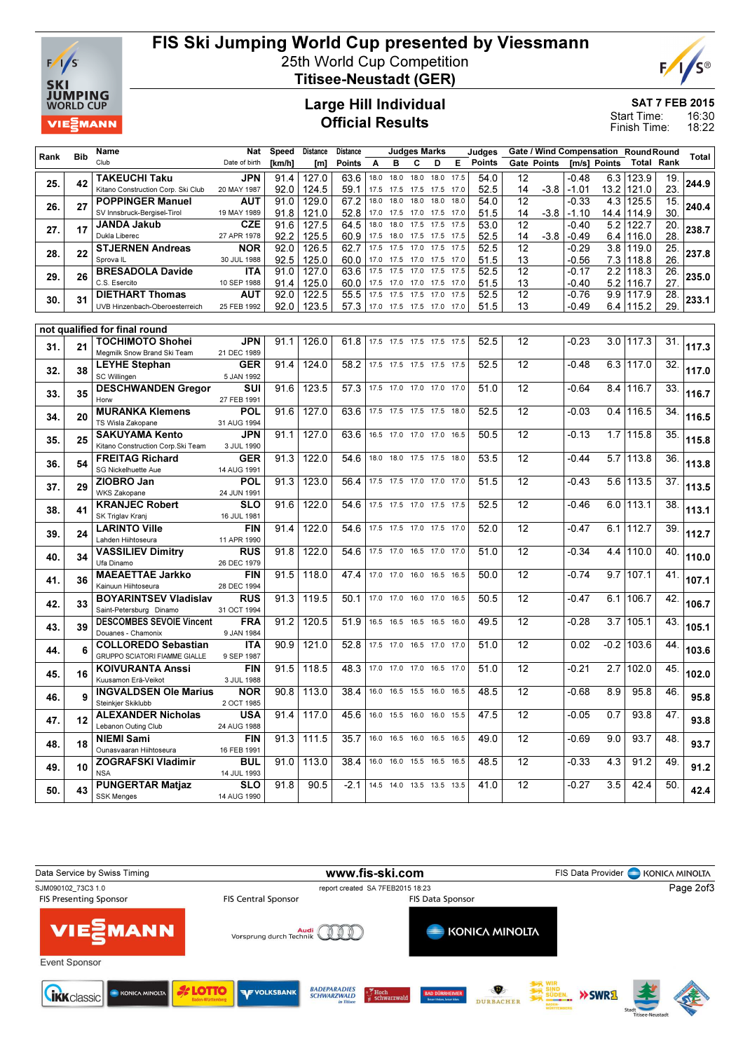# FIS Ski Jumping World Cup presented by Viessmann

25th World Cup Competition

**Titisee-Neustadt (GER)**

## Large Hill Individual
## Official Results

**SAT 7 FEB 2015**

Start Time: 16:30

Finish Time: 18:22

| Rank | Bib | Name / Club | Nat / Date of birth | Speed [km/h] | Distance [m] | Distance Points | A | B | C | D | E | Judges Points | Gate | Gate Points | Wind [m/s] | Wind Points | Round Total | Round Rank | Total |
|---|---|---|---|---|---|---|---|---|---|---|---|---|---|---|---|---|---|---|---|
| 25. | 42 | **TAKEUCHI Taku** Kitano Construction Corp. Ski Club | JPN 20 MAY 1987 | 91.4 | 127.0 | 63.6 | 18.0 | 18.0 | 18.0 | 18.0 | 17.5 | 54.0 | 12 | | -0.48 | 6.3 | 123.9 | 19. | 244.9 |
| | | | | 92.0 | 124.5 | 59.1 | 17.5 | 17.5 | 17.5 | 17.5 | 17.0 | 52.5 | 14 | -3.8 | -1.01 | 13.2 | 121.0 | 23. | |
| 26. | 27 | **POPPINGER Manuel** SV Innsbruck-Bergisel-Tirol | AUT 19 MAY 1989 | 91.0 | 129.0 | 67.2 | 18.0 | 18.0 | 18.0 | 18.0 | 18.0 | 54.0 | 12 | | -0.33 | 4.3 | 125.5 | 15. | 240.4 |
| | | | | 91.8 | 121.0 | 52.8 | 17.0 | 17.0 | 17.0 | 17.5 | 17.0 | 51.5 | 14 | -3.8 | -1.10 | 14.4 | 114.9 | 30. | |
| 27. | 17 | **JANDA Jakub** Dukla Liberec | CZE 27 APR 1978 | 91.6 | 127.5 | 64.5 | 18.0 | 18.0 | 17.5 | 17.5 | 17.5 | 53.0 | 12 | | -0.40 | 5.2 | 122.7 | 20. | 238.7 |
| | | | | 92.2 | 125.5 | 60.9 | 17.5 | 18.0 | 17.5 | 17.5 | 17.5 | 52.5 | 14 | -3.8 | -0.49 | 6.4 | 116.0 | 28. | |
| 28. | 22 | **STJERNEN Andreas** Sprova IL | NOR 30 JUL 1988 | 92.0 | 126.5 | 62.7 | 17.5 | 17.5 | 17.0 | 17.5 | 17.5 | 52.5 | 12 | | -0.29 | 3.8 | 119.0 | 25. | 237.8 |
| | | | | 92.5 | 125.0 | 60.0 | 17.0 | 17.5 | 17.0 | 17.5 | 17.0 | 51.5 | 13 | | -0.56 | 7.3 | 118.8 | 26. | |
| 29. | 26 | **BRESADOLA Davide** C.S. Esercito | ITA 10 SEP 1988 | 91.0 | 127.0 | 63.6 | 17.5 | 17.5 | 17.0 | 17.5 | 17.5 | 52.5 | 12 | | -0.17 | 2.2 | 118.3 | 26. | 235.0 |
| | | | | 91.4 | 125.0 | 60.0 | 17.5 | 17.0 | 17.0 | 17.5 | 17.0 | 51.5 | 13 | | -0.40 | 5.2 | 116.7 | 27. | |
| 30. | 31 | **DIETHART Thomas** UVB Hinzenbach-Oberoesterreich | AUT 25 FEB 1992 | 92.0 | 122.5 | 55.5 | 17.5 | 17.5 | 17.5 | 17.0 | 17.5 | 52.5 | 12 | | -0.76 | 9.9 | 117.9 | 28. | 233.1 |
| | | | | 92.0 | 123.5 | 57.3 | 17.0 | 17.5 | 17.5 | 17.0 | 17.0 | 51.5 | 13 | | -0.49 | 6.4 | 115.2 | 29. | |

**not qualified for final round**

| Rank | Bib | Name / Club | Nat / Date of birth | Speed [km/h] | Distance [m] | Distance Points | A | B | C | D | E | Judges Points | Gate | Gate Points | Wind [m/s] | Wind Points | Round Total | Round Rank | Total |
|---|---|---|---|---|---|---|---|---|---|---|---|---|---|---|---|---|---|---|---|
| 31. | 21 | **TOCHIMOTO Shohei** Megmilk Snow Brand Ski Team | JPN 21 DEC 1989 | 91.1 | 126.0 | 61.8 | 17.5 | 17.5 | 17.5 | 17.5 | 17.5 | 52.5 | 12 | | -0.23 | 3.0 | 117.3 | 31. | 117.3 |
| 32. | 38 | **LEYHE Stephan** SC Willingen | GER 5 JAN 1992 | 91.4 | 124.0 | 58.2 | 17.5 | 17.5 | 17.5 | 17.5 | 17.5 | 52.5 | 12 | | -0.48 | 6.3 | 117.0 | 32. | 117.0 |
| 33. | 35 | **DESCHWANDEN Gregor** Horw | SUI 27 FEB 1991 | 91.6 | 123.5 | 57.3 | 17.5 | 17.0 | 17.0 | 17.0 | 17.0 | 51.0 | 12 | | -0.64 | 8.4 | 116.7 | 33. | 116.7 |
| 34. | 20 | **MURANKA Klemens** TS Wisla Zakopane | POL 31 AUG 1994 | 91.6 | 127.0 | 63.6 | 17.5 | 17.5 | 17.5 | 17.5 | 18.0 | 52.5 | 12 | | -0.03 | 0.4 | 116.5 | 34. | 116.5 |
| 35. | 25 | **SAKUYAMA Kento** Kitano Construction Corp.Ski Team | JPN 3 JUL 1990 | 91.1 | 127.0 | 63.6 | 16.5 | 17.0 | 17.0 | 17.0 | 16.5 | 50.5 | 12 | | -0.13 | 1.7 | 115.8 | 35. | 115.8 |
| 36. | 54 | **FREITAG Richard** SG Nickelhuette Aue | GER 14 AUG 1991 | 91.3 | 122.0 | 54.6 | 18.0 | 18.0 | 17.5 | 17.5 | 18.0 | 53.5 | 12 | | -0.44 | 5.7 | 113.8 | 36. | 113.8 |
| 37. | 29 | **ZIOBRO Jan** WKS Zakopane | POL 24 JUN 1991 | 91.3 | 123.0 | 56.4 | 17.5 | 17.5 | 17.0 | 17.0 | 17.0 | 51.5 | 12 | | -0.43 | 5.6 | 113.5 | 37. | 113.5 |
| 38. | 41 | **KRANJEC Robert** SK Triglav Kranj | SLO 16 JUL 1981 | 91.6 | 122.0 | 54.6 | 17.5 | 17.5 | 17.0 | 17.5 | 17.5 | 52.5 | 12 | | -0.46 | 6.0 | 113.1 | 38. | 113.1 |
| 39. | 24 | **LARINTO Ville** Lahden Hiihtoseura | FIN 11 APR 1990 | 91.4 | 122.0 | 54.6 | 17.5 | 17.5 | 17.0 | 17.5 | 17.0 | 52.0 | 12 | | -0.47 | 6.1 | 112.7 | 39. | 112.7 |
| 40. | 34 | **VASSILIEV Dimitry** Ufa Dinamo | RUS 26 DEC 1979 | 91.8 | 122.0 | 54.6 | 17.5 | 17.0 | 16.5 | 17.0 | 17.0 | 51.0 | 12 | | -0.34 | 4.4 | 110.0 | 40. | 110.0 |
| 41. | 36 | **MAEAETTAE Jarkko** Kainuun Hiihtoseura | FIN 28 DEC 1994 | 91.5 | 118.0 | 47.4 | 17.0 | 17.0 | 16.0 | 16.5 | 16.5 | 50.0 | 12 | | -0.74 | 9.7 | 107.1 | 41. | 107.1 |
| 42. | 33 | **BOYARINTSEV Vladislav** Saint-Petersburg Dinamo | RUS 31 OCT 1994 | 91.3 | 119.5 | 50.1 | 17.0 | 17.0 | 16.0 | 17.0 | 16.5 | 50.5 | 12 | | -0.47 | 6.1 | 106.7 | 42. | 106.7 |
| 43. | 39 | **DESCOMBES SEVOIE Vincent** Douanes - Chamonix | FRA 9 JAN 1984 | 91.2 | 120.5 | 51.9 | 16.5 | 16.5 | 16.5 | 16.5 | 16.0 | 49.5 | 12 | | -0.28 | 3.7 | 105.1 | 43. | 105.1 |
| 44. | 6 | **COLLOREDO Sebastian** GRUPPO SCIATORI FIAMME GIALLE | ITA 9 SEP 1987 | 90.9 | 121.0 | 52.8 | 17.5 | 17.0 | 16.5 | 17.0 | 17.0 | 51.0 | 12 | | 0.02 | -0.2 | 103.6 | 44. | 103.6 |
| 45. | 16 | **KOIVURANTA Anssi** Kuusamon Erä-Veikot | FIN 3 JUL 1988 | 91.5 | 118.5 | 48.3 | 17.0 | 17.0 | 17.0 | 16.5 | 17.0 | 51.0 | 12 | | -0.21 | 2.7 | 102.0 | 45. | 102.0 |
| 46. | 9 | **INGVALDSEN Ole Marius** Steinkjer Skiklubb | NOR 2 OCT 1985 | 90.8 | 113.0 | 38.4 | 16.0 | 16.5 | 15.5 | 16.0 | 16.5 | 48.5 | 12 | | -0.68 | 8.9 | 95.8 | 46. | 95.8 |
| 47. | 12 | **ALEXANDER Nicholas** Lebanon Outing Club | USA 24 AUG 1988 | 91.4 | 117.0 | 45.6 | 16.0 | 15.5 | 16.0 | 16.0 | 15.5 | 47.5 | 12 | | -0.05 | 0.7 | 93.8 | 47. | 93.8 |
| 48. | 18 | **NIEMI Sami** Ounasvaaran Hiihtoseura | FIN 16 FEB 1991 | 91.3 | 111.5 | 35.7 | 16.0 | 16.5 | 16.0 | 16.5 | 16.5 | 49.0 | 12 | | -0.69 | 9.0 | 93.7 | 48. | 93.7 |
| 49. | 10 | **ZOGRAFSKI Vladimir** NSA | BUL 14 JUL 1993 | 91.0 | 113.0 | 38.4 | 16.0 | 16.0 | 15.5 | 16.5 | 16.5 | 48.5 | 12 | | -0.33 | 4.3 | 91.2 | 49. | 91.2 |
| 50. | 43 | **PUNGERTAR Matjaz** SSK Menges | SLO 14 AUG 1990 | 91.8 | 90.5 | -2.1 | 14.5 | 14.0 | 13.5 | 13.5 | 13.5 | 41.0 | 12 | | -0.27 | 3.5 | 42.4 | 50. | 42.4 |

Data Service by Swiss Timing — www.fis-ski.com — FIS Data Provider KONICA MINOLTA

SJM090102_73C3 1.0 — report created SA 7FEB2015 18:23

FIS Presenting Sponsor: VIESSMANN — FIS Central Sponsor: Audi — FIS Data Sponsor: KONICA MINOLTA

Event Sponsor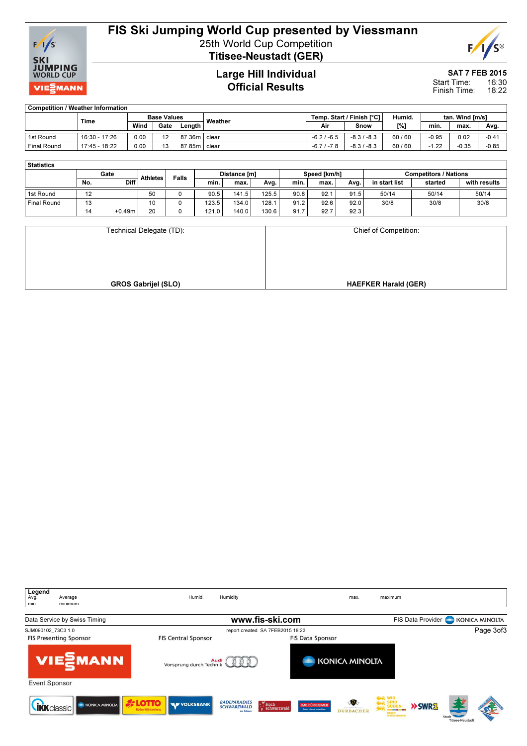# FIS Ski Jumping World Cup presented by Viessmann

25th World Cup Competition

**Titisee-Neustadt (GER)**

## Large Hill Individual
## Official Results

**SAT 7 FEB 2015**

Start Time: 16:30

Finish Time: 18:22

**Competition / Weather Information**

| | Time | Base Values | | | Weather | Temp. Start / Finish [°C] | | Humid. | tan. Wind [m/s] | | |
|---|---|---|---|---|---|---|---|---|---|---|---|
| | | Wind | Gate | Length | | Air | Snow | [%] | min. | max. | Avg. |
| 1st Round | 16:30 - 17:26 | 0.00 | 12 | 87.36m | clear | -6.2 / -6.5 | -8.3 / -8.3 | 60 / 60 | -0.95 | 0.02 | -0.41 |
| Final Round | 17:45 - 18:22 | 0.00 | 13 | 87.85m | clear | -6.7 / -7.8 | -8.3 / -8.3 | 60 / 60 | -1.22 | -0.35 | -0.85 |

**Statistics**

| | Gate | | Athletes | Falls | Distance [m] | | | Speed [km/h] | | | Competitors / Nations | | |
|---|---|---|---|---|---|---|---|---|---|---|---|---|---|
| | No. | Diff | | | min. | max. | Avg. | min. | max. | Avg. | in start list | started | with results |
| 1st Round | 12 | | 50 | 0 | 90.5 | 141.5 | 125.5 | 90.8 | 92.1 | 91.5 | 50/14 | 50/14 | 50/14 |
| Final Round | 13 | | 10 | 0 | 123.5 | 134.0 | 128.1 | 91.2 | 92.6 | 92.0 | 30/8 | 30/8 | 30/8 |
| | 14 | +0.49m | 20 | 0 | 121.0 | 140.0 | 130.6 | 91.7 | 92.7 | 92.3 | | | |

| Technical Delegate (TD): | Chief of Competition: |
|---|---|
| **GROS Gabrijel (SLO)** | **HAEFKER Harald (GER)** |

**Legend**

Avg. Average | Humid. Humidity | max. maximum
min. minimum

Data Service by Swiss Timing | www.fis-ski.com | FIS Data Provider KONICA MINOLTA

SJM090102_73C3 1.0 | report created SA 7FEB2015 18:23

FIS Presenting Sponsor | FIS Central Sponsor | FIS Data Sponsor

Event Sponsor